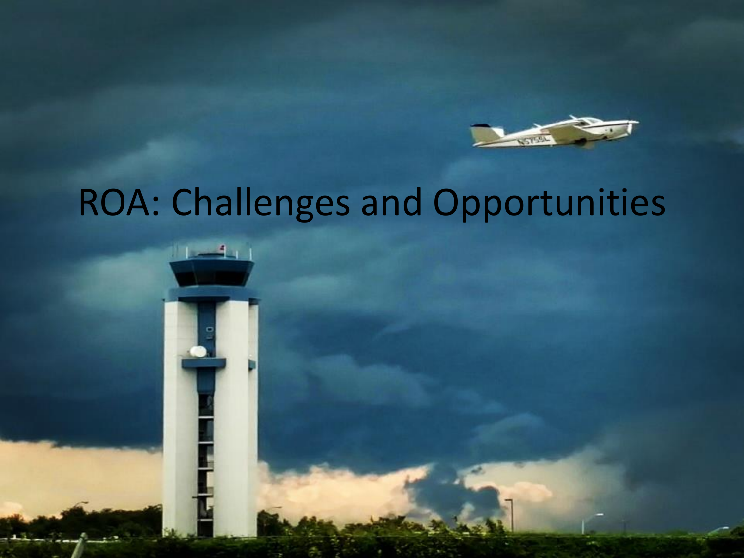# ROA: Challenges and Opportunities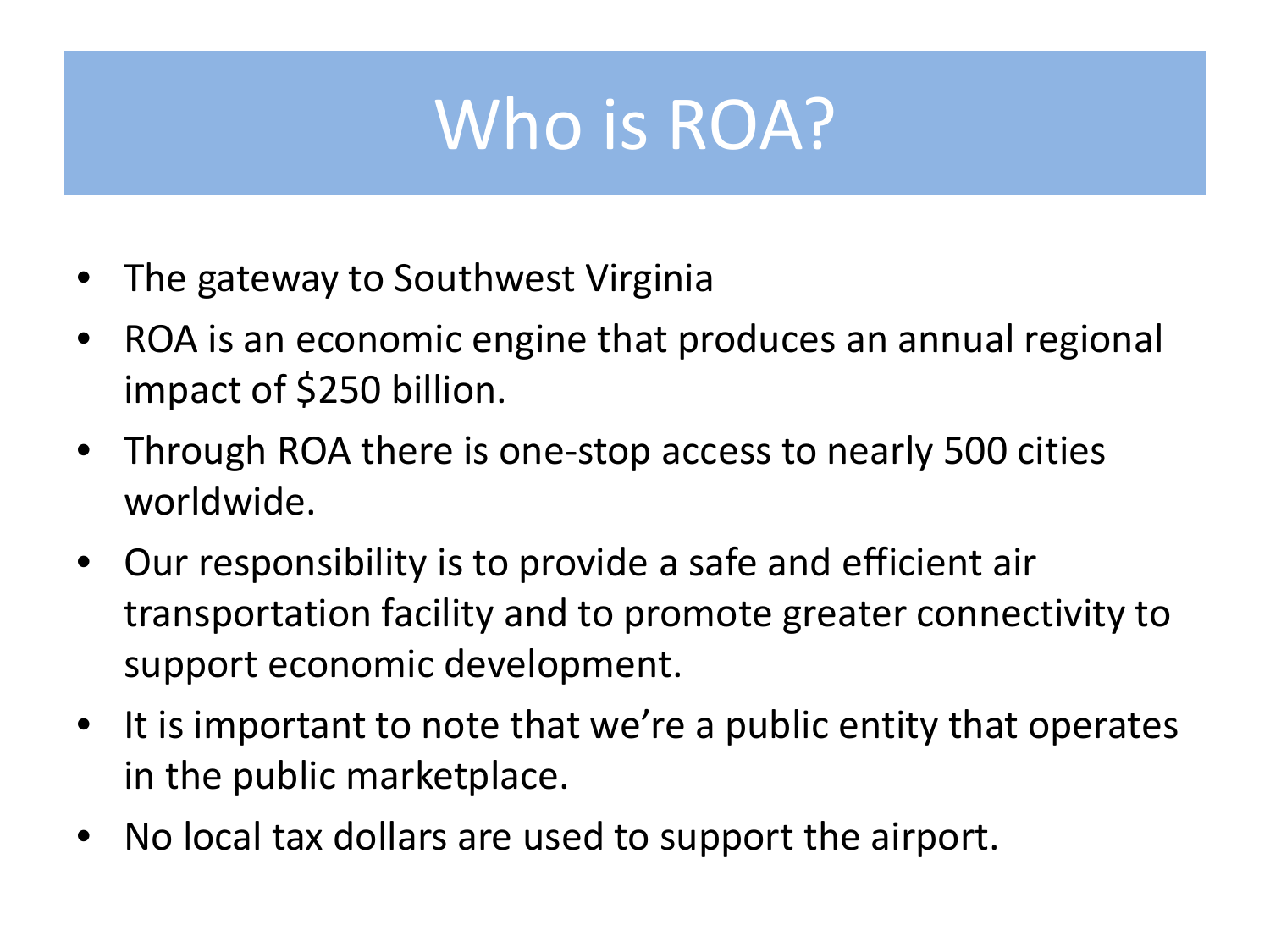# Who is ROA?

- The gateway to Southwest Virginia
- ROA is an economic engine that produces an annual regional impact of $250 billion.
- Through ROA there is one-stop access to nearly 500 cities worldwide.
- Our responsibility is to provide a safe and efficient air transportation facility and to promote greater connectivity to support economic development.
- It is important to note that we're a public entity that operates in the public marketplace.
- No local tax dollars are used to support the airport.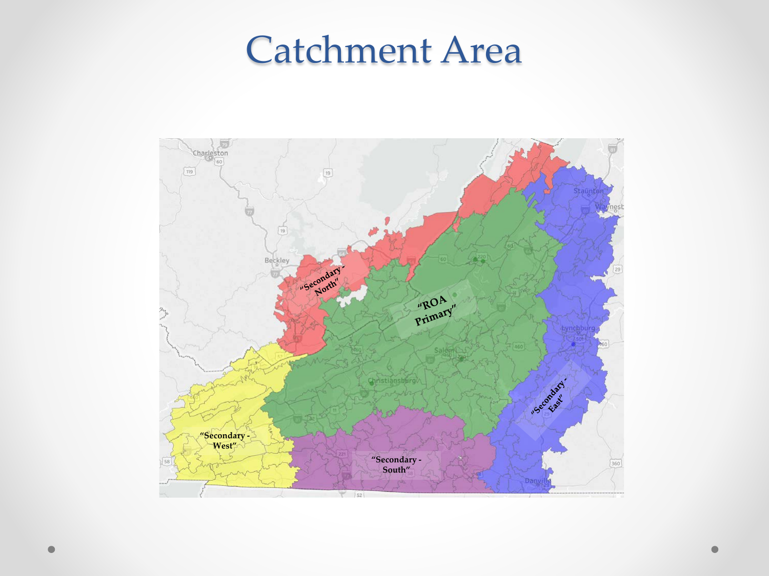# Catchment Area

"Secondary - North"

"ROA Primary"

"Secondary - East"

"Secondary - West"

"Secondary - South"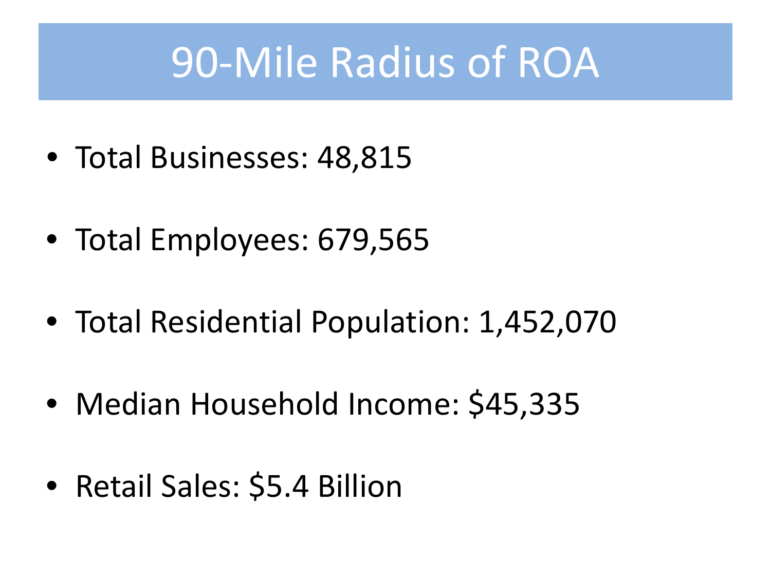# 90-Mile Radius of ROA

- Total Businesses: 48,815
- Total Employees: 679,565
- Total Residential Population: 1,452,070
- Median Household Income: $45,335
- Retail Sales: $5.4 Billion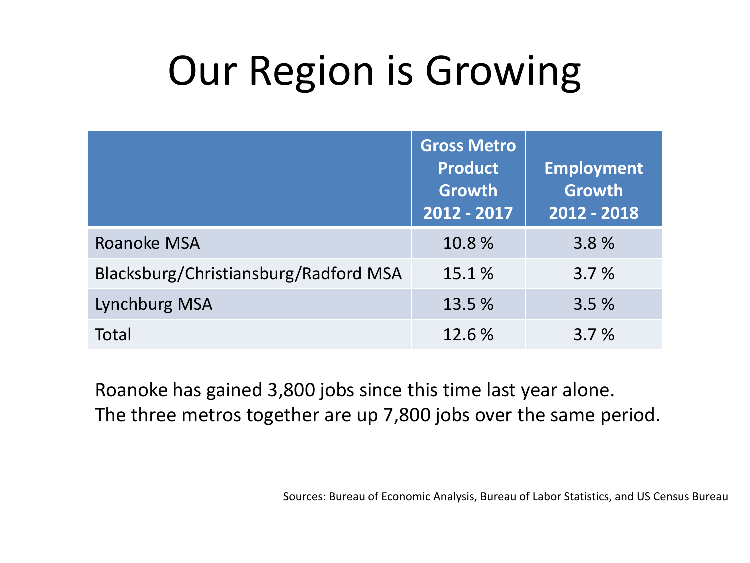# Our Region is Growing

| | Gross Metro Product Growth 2012 - 2017 | Employment Growth 2012 - 2018 |
|---|---|---|
| Roanoke MSA | 10.8 % | 3.8 % |
| Blacksburg/Christiansburg/Radford MSA | 15.1 % | 3.7 % |
| Lynchburg MSA | 13.5 % | 3.5 % |
| Total | 12.6 % | 3.7 % |

Roanoke has gained 3,800 jobs since this time last year alone.
The three metros together are up 7,800 jobs over the same period.

Sources: Bureau of Economic Analysis, Bureau of Labor Statistics, and US Census Bureau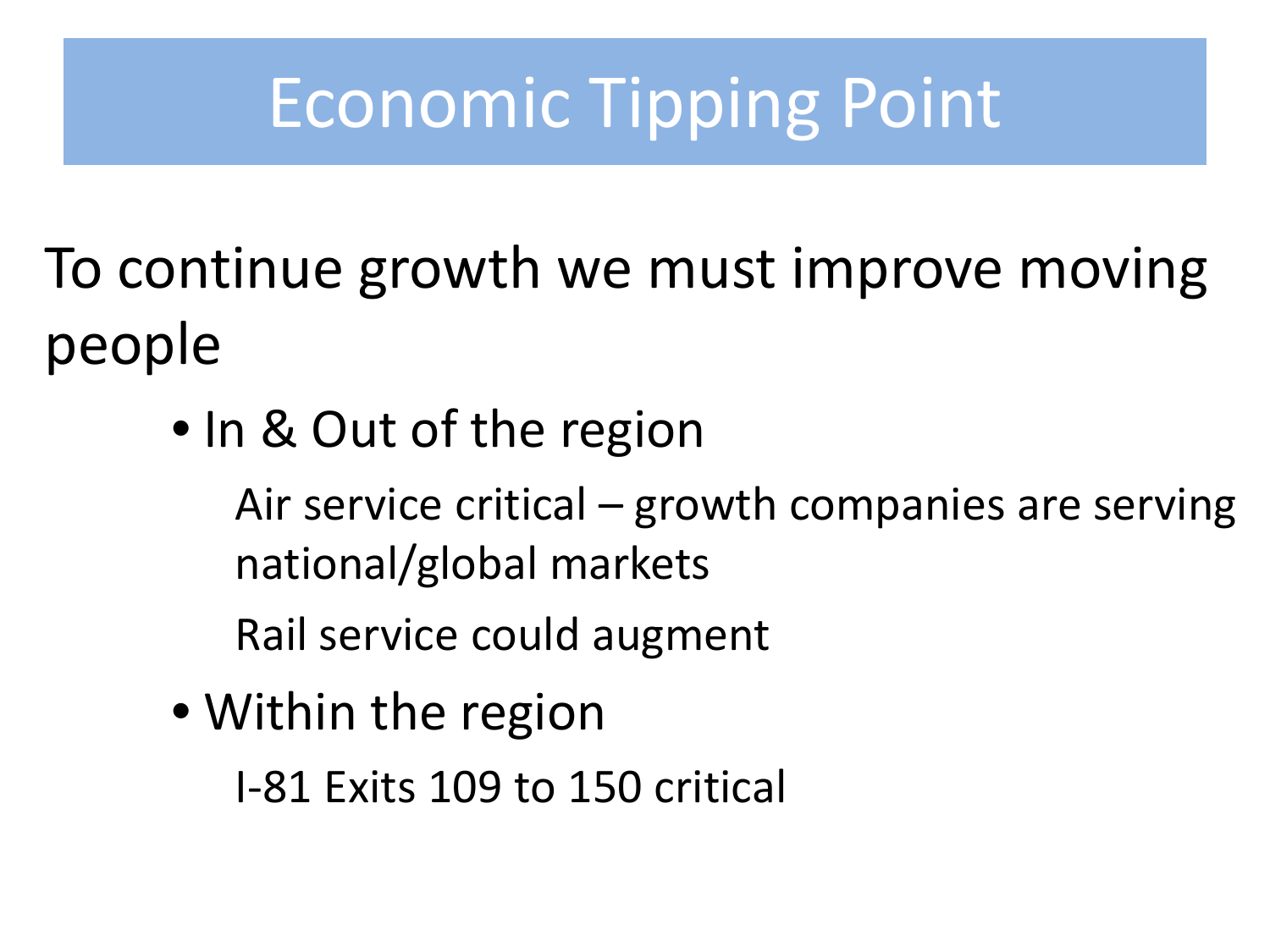# Economic Tipping Point

To continue growth we must improve moving people

- In & Out of the region

  Air service critical – growth companies are serving national/global markets

  Rail service could augment

- Within the region

  I-81 Exits 109 to 150 critical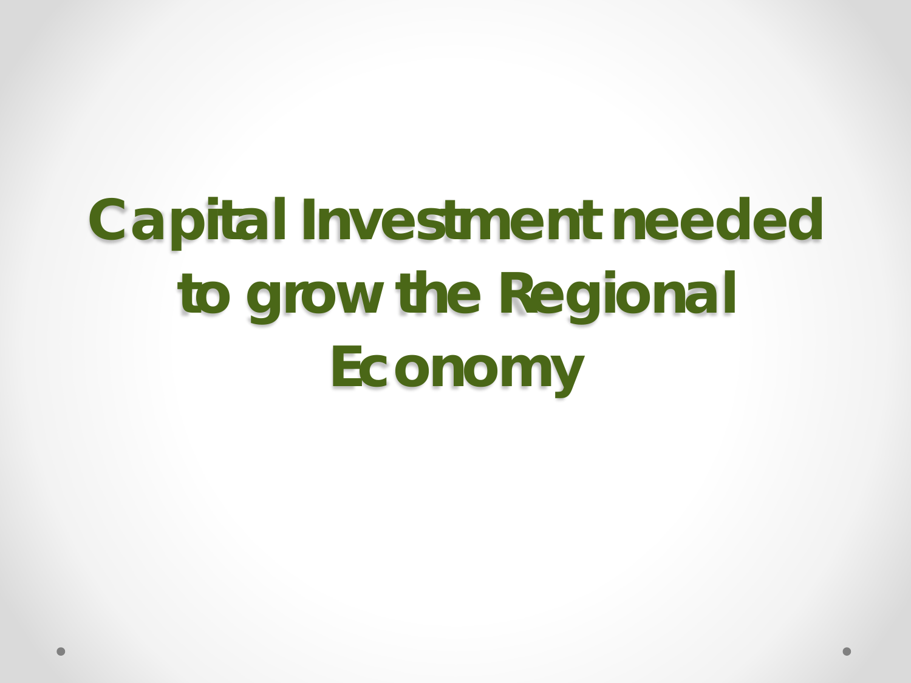# Capital Investment needed to grow the Regional Economy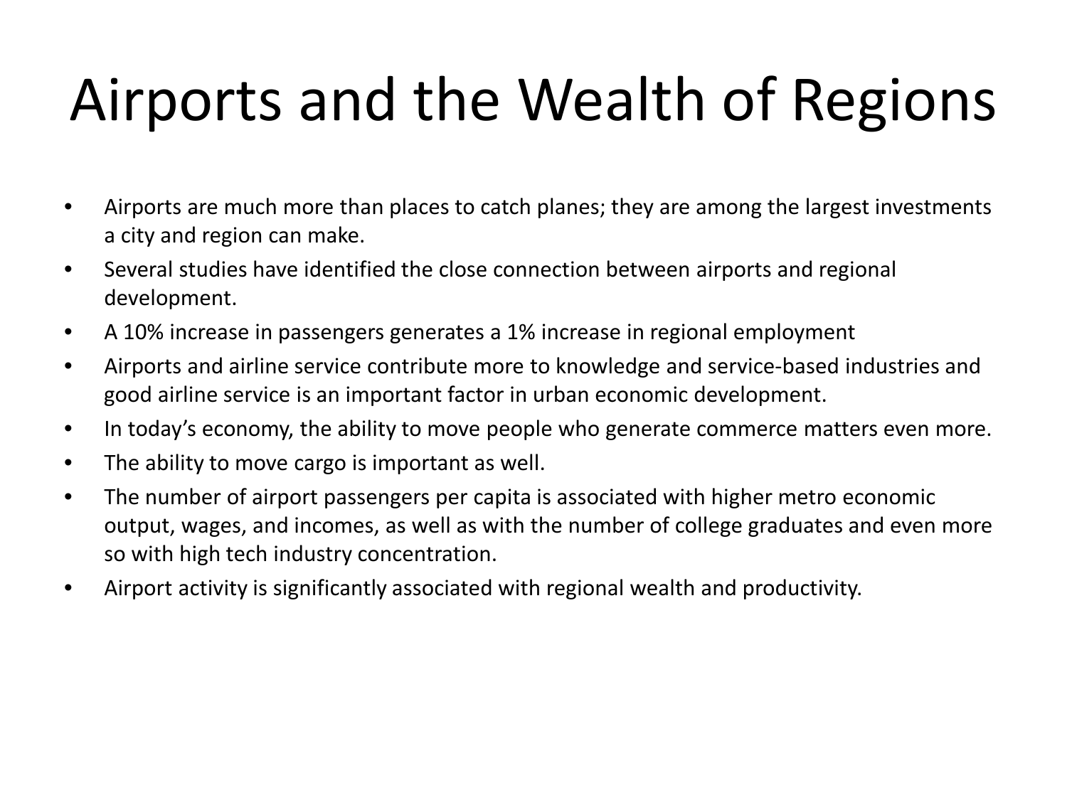# Airports and the Wealth of Regions

- Airports are much more than places to catch planes; they are among the largest investments a city and region can make.
- Several studies have identified the close connection between airports and regional development.
- A 10% increase in passengers generates a 1% increase in regional employment
- Airports and airline service contribute more to knowledge and service-based industries and good airline service is an important factor in urban economic development.
- In today's economy, the ability to move people who generate commerce matters even more.
- The ability to move cargo is important as well.
- The number of airport passengers per capita is associated with higher metro economic output, wages, and incomes, as well as with the number of college graduates and even more so with high tech industry concentration.
- Airport activity is significantly associated with regional wealth and productivity.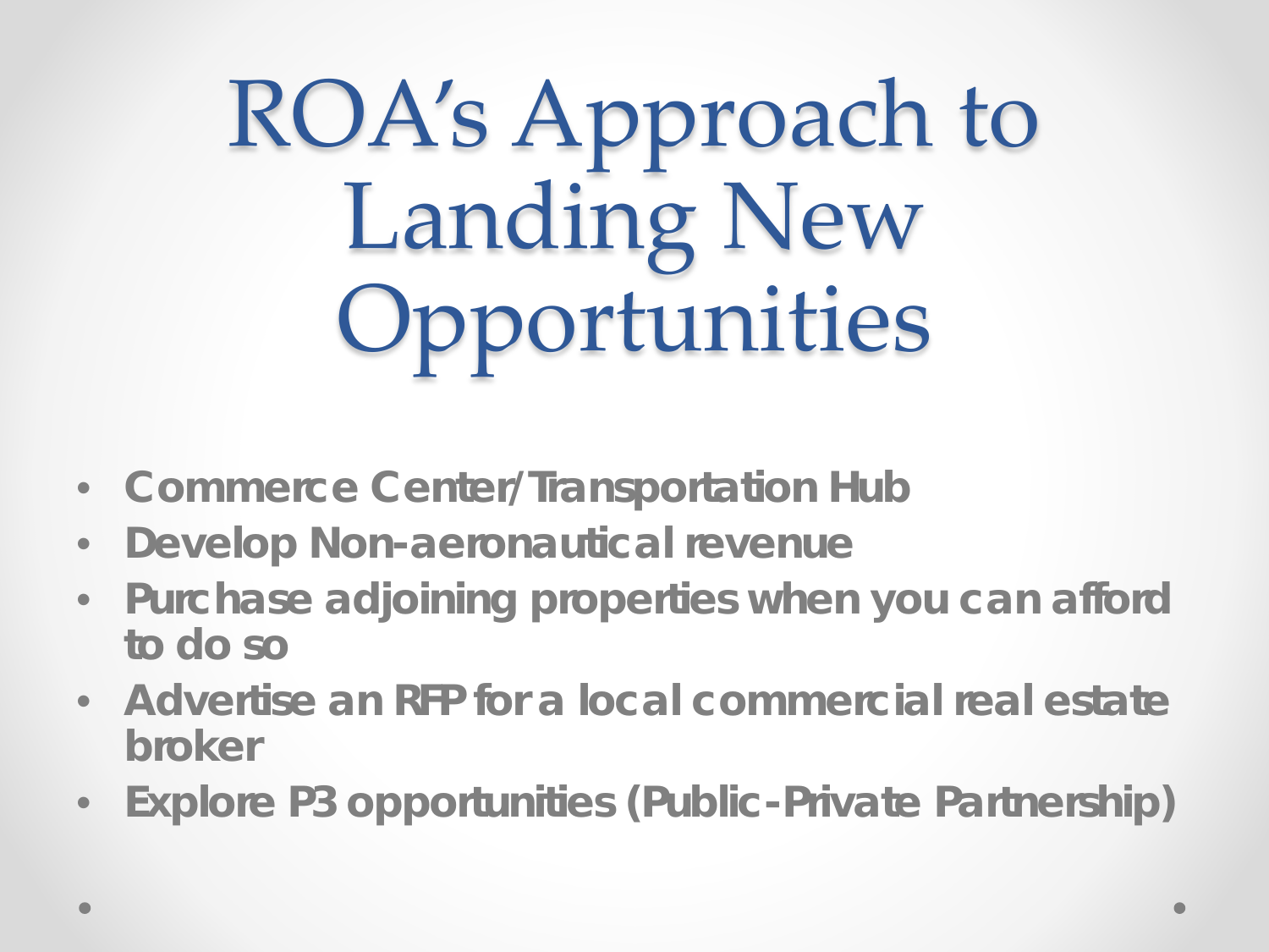# ROA's Approach to Landing New Opportunities

- **Commerce Center/Transportation Hub**
- **Develop Non-aeronautical revenue**
- **Purchase adjoining properties when you can afford to do so**
- **Advertise an RFP for a local commercial real estate broker**
- **Explore P3 opportunities (Public-Private Partnership)**